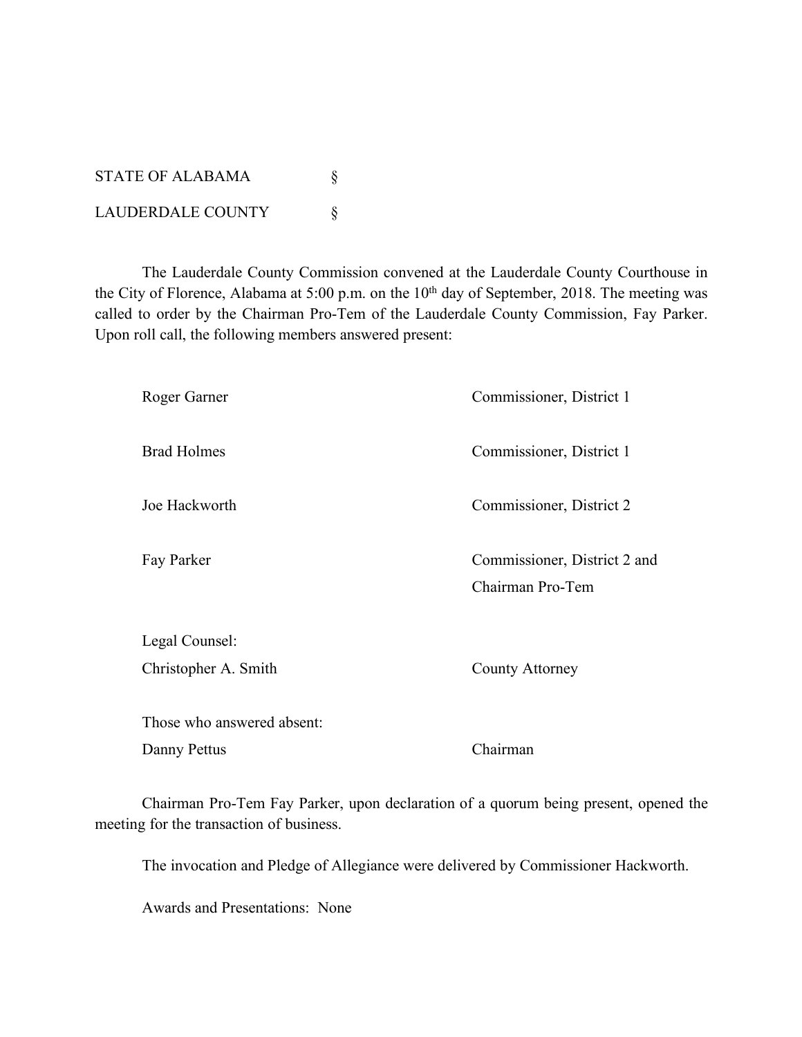STATE OF ALABAMA §

LAUDERDALE COUNTY §

The Lauderdale County Commission convened at the Lauderdale County Courthouse in the City of Florence, Alabama at 5:00 p.m. on the 10th day of September, 2018. The meeting was called to order by the Chairman Pro-Tem of the Lauderdale County Commission, Fay Parker. Upon roll call, the following members answered present:

| | |
|---|---|
| Roger Garner | Commissioner, District 1 |
| Brad Holmes | Commissioner, District 1 |
| Joe Hackworth | Commissioner, District 2 |
| Fay Parker | Commissioner, District 2 and Chairman Pro-Tem |

Legal Counsel:

| | |
|---|---|
| Christopher A. Smith | County Attorney |

Those who answered absent:

| | |
|---|---|
| Danny Pettus | Chairman |

Chairman Pro-Tem Fay Parker, upon declaration of a quorum being present, opened the meeting for the transaction of business.

The invocation and Pledge of Allegiance were delivered by Commissioner Hackworth.

Awards and Presentations: None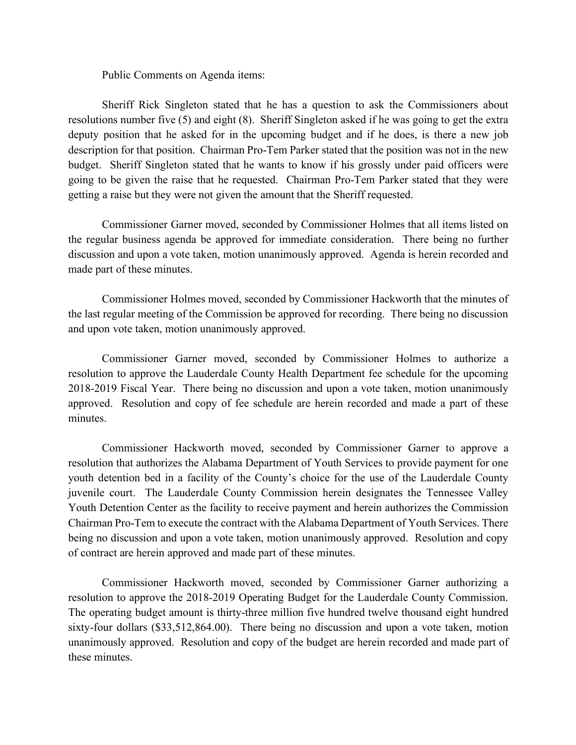Public Comments on Agenda items:

Sheriff Rick Singleton stated that he has a question to ask the Commissioners about resolutions number five (5) and eight (8). Sheriff Singleton asked if he was going to get the extra deputy position that he asked for in the upcoming budget and if he does, is there a new job description for that position. Chairman Pro-Tem Parker stated that the position was not in the new budget. Sheriff Singleton stated that he wants to know if his grossly under paid officers were going to be given the raise that he requested. Chairman Pro-Tem Parker stated that they were getting a raise but they were not given the amount that the Sheriff requested.

Commissioner Garner moved, seconded by Commissioner Holmes that all items listed on the regular business agenda be approved for immediate consideration. There being no further discussion and upon a vote taken, motion unanimously approved. Agenda is herein recorded and made part of these minutes.

Commissioner Holmes moved, seconded by Commissioner Hackworth that the minutes of the last regular meeting of the Commission be approved for recording. There being no discussion and upon vote taken, motion unanimously approved.

Commissioner Garner moved, seconded by Commissioner Holmes to authorize a resolution to approve the Lauderdale County Health Department fee schedule for the upcoming 2018-2019 Fiscal Year. There being no discussion and upon a vote taken, motion unanimously approved. Resolution and copy of fee schedule are herein recorded and made a part of these minutes.

Commissioner Hackworth moved, seconded by Commissioner Garner to approve a resolution that authorizes the Alabama Department of Youth Services to provide payment for one youth detention bed in a facility of the County's choice for the use of the Lauderdale County juvenile court. The Lauderdale County Commission herein designates the Tennessee Valley Youth Detention Center as the facility to receive payment and herein authorizes the Commission Chairman Pro-Tem to execute the contract with the Alabama Department of Youth Services. There being no discussion and upon a vote taken, motion unanimously approved. Resolution and copy of contract are herein approved and made part of these minutes.

Commissioner Hackworth moved, seconded by Commissioner Garner authorizing a resolution to approve the 2018-2019 Operating Budget for the Lauderdale County Commission. The operating budget amount is thirty-three million five hundred twelve thousand eight hundred sixty-four dollars ($33,512,864.00). There being no discussion and upon a vote taken, motion unanimously approved. Resolution and copy of the budget are herein recorded and made part of these minutes.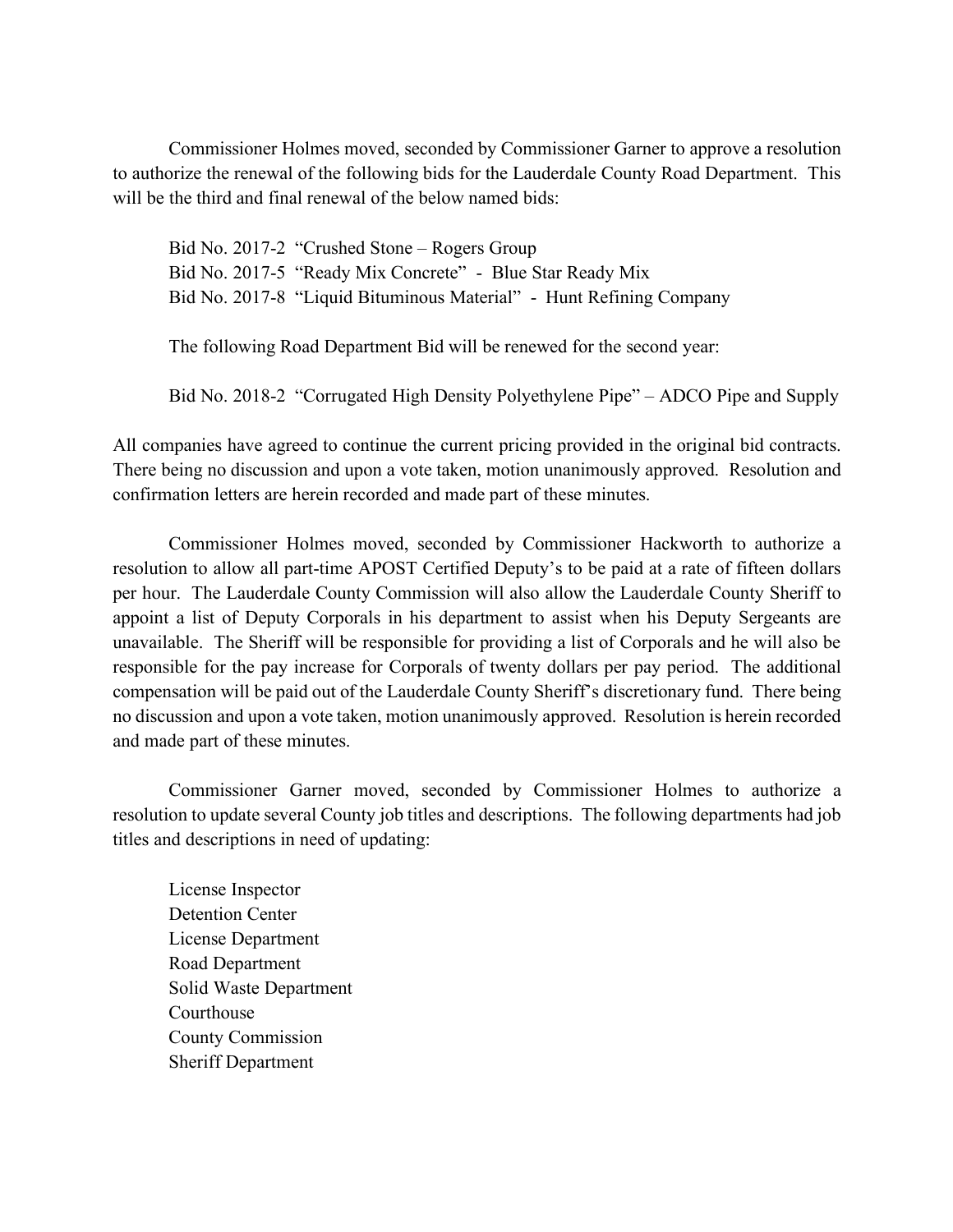Commissioner Holmes moved, seconded by Commissioner Garner to approve a resolution to authorize the renewal of the following bids for the Lauderdale County Road Department. This will be the third and final renewal of the below named bids:

Bid No. 2017-2 "Crushed Stone – Rogers Group
Bid No. 2017-5 "Ready Mix Concrete" - Blue Star Ready Mix
Bid No. 2017-8 "Liquid Bituminous Material" - Hunt Refining Company

The following Road Department Bid will be renewed for the second year:

Bid No. 2018-2 "Corrugated High Density Polyethylene Pipe" – ADCO Pipe and Supply

All companies have agreed to continue the current pricing provided in the original bid contracts. There being no discussion and upon a vote taken, motion unanimously approved. Resolution and confirmation letters are herein recorded and made part of these minutes.

Commissioner Holmes moved, seconded by Commissioner Hackworth to authorize a resolution to allow all part-time APOST Certified Deputy's to be paid at a rate of fifteen dollars per hour. The Lauderdale County Commission will also allow the Lauderdale County Sheriff to appoint a list of Deputy Corporals in his department to assist when his Deputy Sergeants are unavailable. The Sheriff will be responsible for providing a list of Corporals and he will also be responsible for the pay increase for Corporals of twenty dollars per pay period. The additional compensation will be paid out of the Lauderdale County Sheriff's discretionary fund. There being no discussion and upon a vote taken, motion unanimously approved. Resolution is herein recorded and made part of these minutes.

Commissioner Garner moved, seconded by Commissioner Holmes to authorize a resolution to update several County job titles and descriptions. The following departments had job titles and descriptions in need of updating:

License Inspector
Detention Center
License Department
Road Department
Solid Waste Department
Courthouse
County Commission
Sheriff Department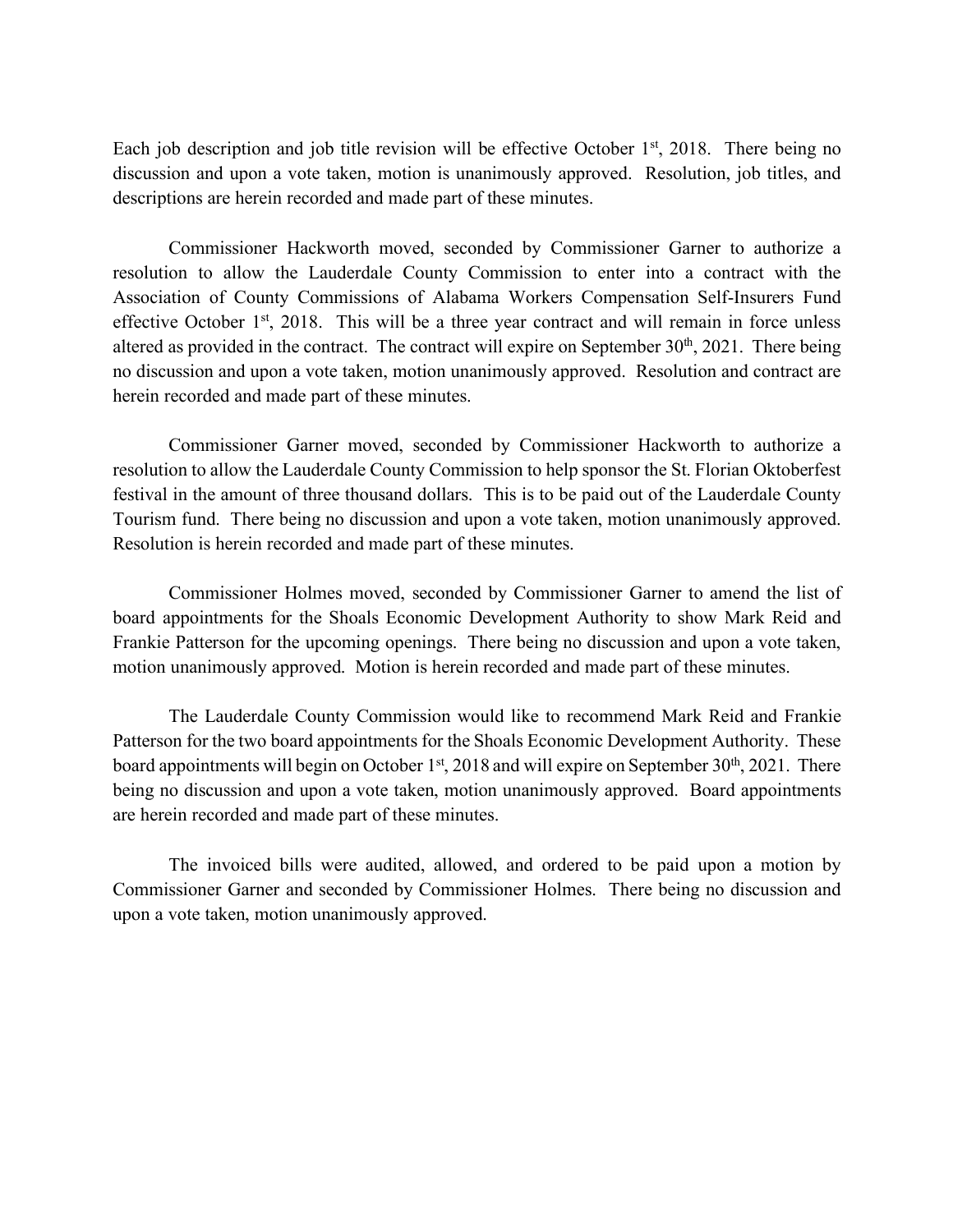Each job description and job title revision will be effective October 1st, 2018. There being no discussion and upon a vote taken, motion is unanimously approved. Resolution, job titles, and descriptions are herein recorded and made part of these minutes.

Commissioner Hackworth moved, seconded by Commissioner Garner to authorize a resolution to allow the Lauderdale County Commission to enter into a contract with the Association of County Commissions of Alabama Workers Compensation Self-Insurers Fund effective October 1st, 2018. This will be a three year contract and will remain in force unless altered as provided in the contract. The contract will expire on September 30th, 2021. There being no discussion and upon a vote taken, motion unanimously approved. Resolution and contract are herein recorded and made part of these minutes.

Commissioner Garner moved, seconded by Commissioner Hackworth to authorize a resolution to allow the Lauderdale County Commission to help sponsor the St. Florian Oktoberfest festival in the amount of three thousand dollars. This is to be paid out of the Lauderdale County Tourism fund. There being no discussion and upon a vote taken, motion unanimously approved. Resolution is herein recorded and made part of these minutes.

Commissioner Holmes moved, seconded by Commissioner Garner to amend the list of board appointments for the Shoals Economic Development Authority to show Mark Reid and Frankie Patterson for the upcoming openings. There being no discussion and upon a vote taken, motion unanimously approved. Motion is herein recorded and made part of these minutes.

The Lauderdale County Commission would like to recommend Mark Reid and Frankie Patterson for the two board appointments for the Shoals Economic Development Authority. These board appointments will begin on October 1st, 2018 and will expire on September 30th, 2021. There being no discussion and upon a vote taken, motion unanimously approved. Board appointments are herein recorded and made part of these minutes.

The invoiced bills were audited, allowed, and ordered to be paid upon a motion by Commissioner Garner and seconded by Commissioner Holmes. There being no discussion and upon a vote taken, motion unanimously approved.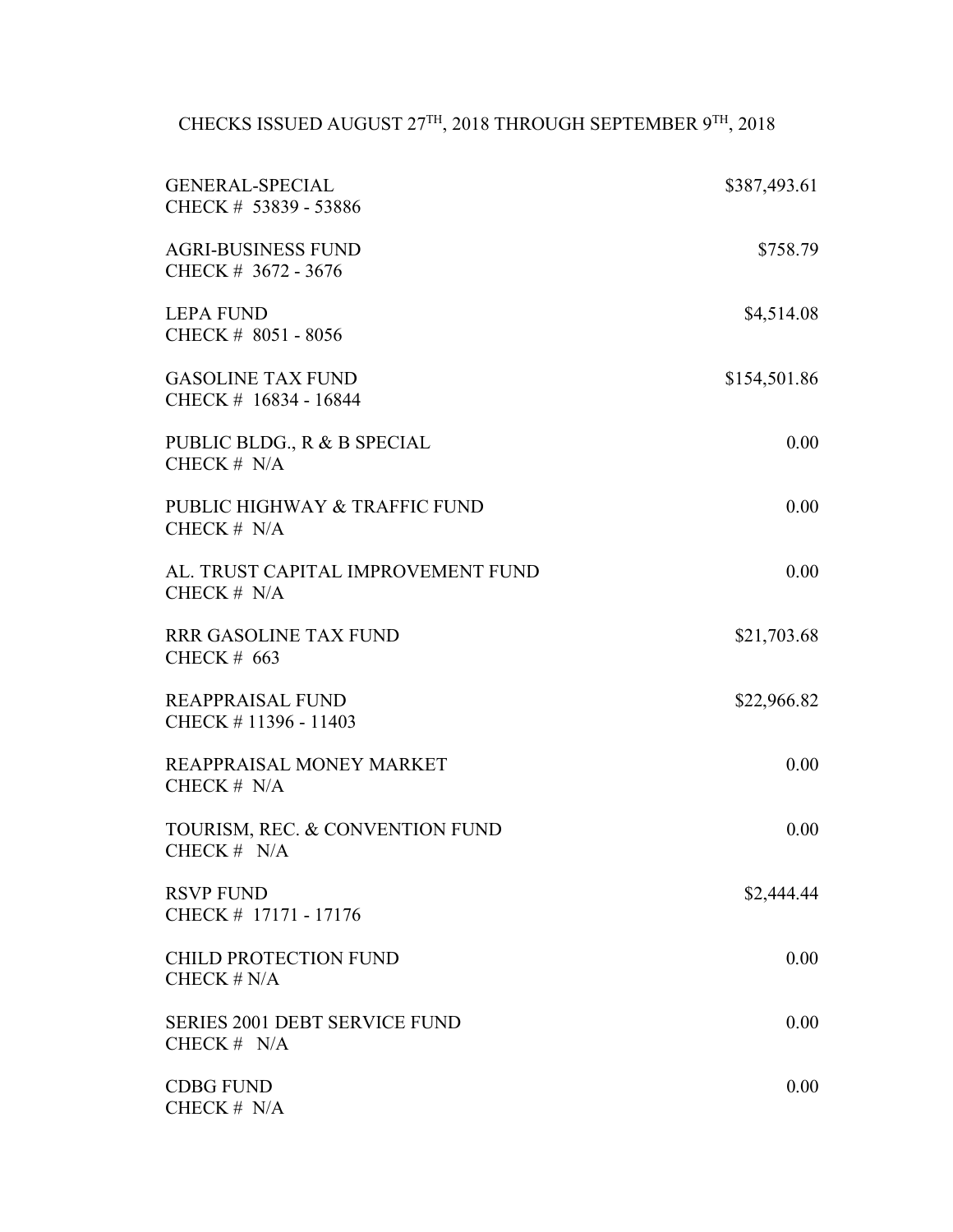# CHECKS ISSUED AUGUST 27TH, 2018 THROUGH SEPTEMBER 9TH, 2018

| Fund | Amount |
|---|---|
| GENERAL-SPECIAL<br>CHECK # 53839 - 53886 | $387,493.61 |
| AGRI-BUSINESS FUND<br>CHECK # 3672 - 3676 | $758.79 |
| LEPA FUND<br>CHECK # 8051 - 8056 | $4,514.08 |
| GASOLINE TAX FUND<br>CHECK # 16834 - 16844 | $154,501.86 |
| PUBLIC BLDG., R & B SPECIAL<br>CHECK # N/A | 0.00 |
| PUBLIC HIGHWAY & TRAFFIC FUND<br>CHECK # N/A | 0.00 |
| AL. TRUST CAPITAL IMPROVEMENT FUND<br>CHECK # N/A | 0.00 |
| RRR GASOLINE TAX FUND<br>CHECK # 663 | $21,703.68 |
| REAPPRAISAL FUND<br>CHECK # 11396 - 11403 | $22,966.82 |
| REAPPRAISAL MONEY MARKET<br>CHECK # N/A | 0.00 |
| TOURISM, REC. & CONVENTION FUND<br>CHECK # N/A | 0.00 |
| RSVP FUND<br>CHECK # 17171 - 17176 | $2,444.44 |
| CHILD PROTECTION FUND<br>CHECK # N/A | 0.00 |
| SERIES 2001 DEBT SERVICE FUND<br>CHECK # N/A | 0.00 |
| CDBG FUND<br>CHECK # N/A | 0.00 |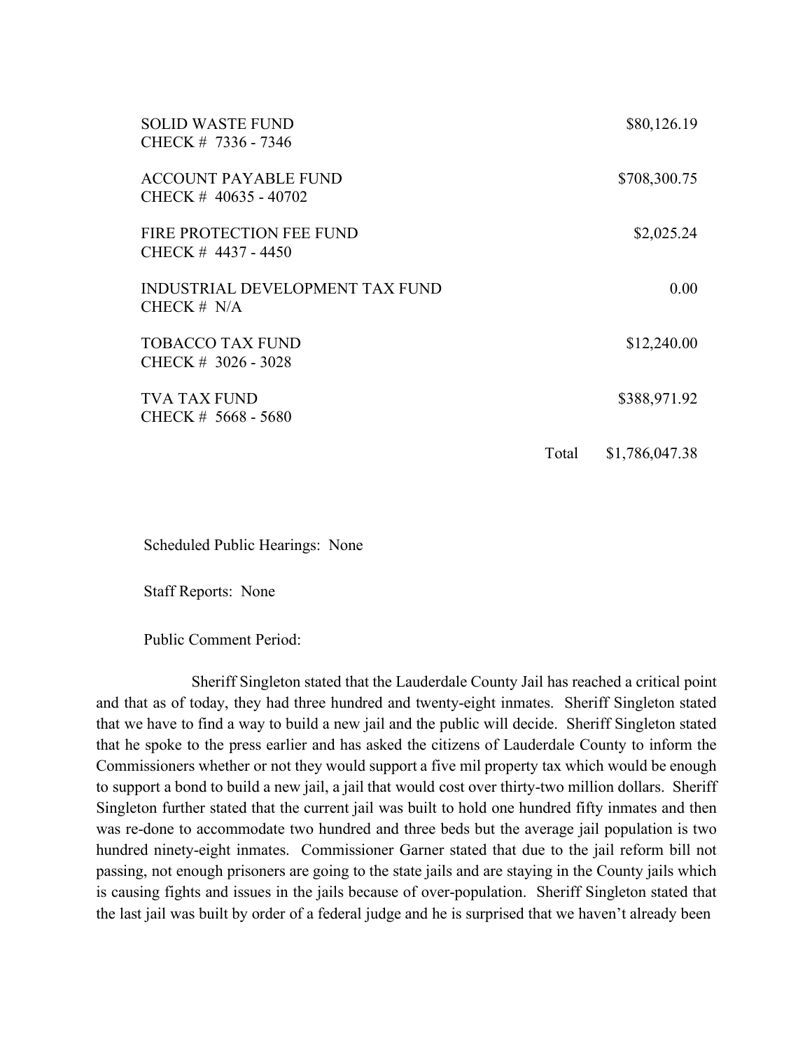| | |
|---|---|
| SOLID WASTE FUND<br>CHECK # 7336 - 7346 | $80,126.19 |
| ACCOUNT PAYABLE FUND<br>CHECK # 40635 - 40702 | $708,300.75 |
| FIRE PROTECTION FEE FUND<br>CHECK # 4437 - 4450 | $2,025.24 |
| INDUSTRIAL DEVELOPMENT TAX FUND<br>CHECK # N/A | 0.00 |
| TOBACCO TAX FUND<br>CHECK # 3026 - 3028 | $12,240.00 |
| TVA TAX FUND<br>CHECK # 5668 - 5680 | $388,971.92 |
| Total | $1,786,047.38 |

Scheduled Public Hearings: None

Staff Reports: None

Public Comment Period:

Sheriff Singleton stated that the Lauderdale County Jail has reached a critical point and that as of today, they had three hundred and twenty-eight inmates. Sheriff Singleton stated that we have to find a way to build a new jail and the public will decide. Sheriff Singleton stated that he spoke to the press earlier and has asked the citizens of Lauderdale County to inform the Commissioners whether or not they would support a five mil property tax which would be enough to support a bond to build a new jail, a jail that would cost over thirty-two million dollars. Sheriff Singleton further stated that the current jail was built to hold one hundred fifty inmates and then was re-done to accommodate two hundred and three beds but the average jail population is two hundred ninety-eight inmates. Commissioner Garner stated that due to the jail reform bill not passing, not enough prisoners are going to the state jails and are staying in the County jails which is causing fights and issues in the jails because of over-population. Sheriff Singleton stated that the last jail was built by order of a federal judge and he is surprised that we haven't already been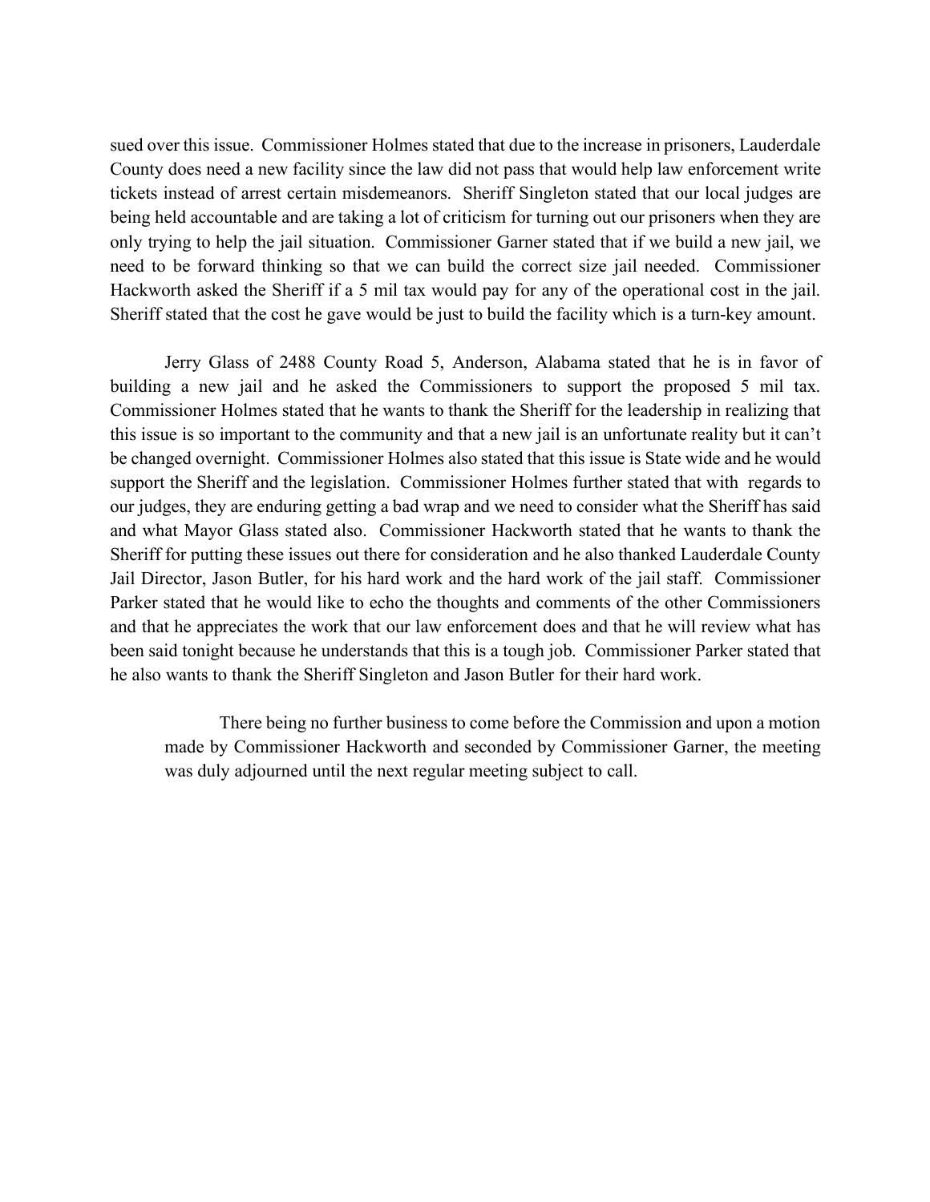sued over this issue. Commissioner Holmes stated that due to the increase in prisoners, Lauderdale County does need a new facility since the law did not pass that would help law enforcement write tickets instead of arrest certain misdemeanors. Sheriff Singleton stated that our local judges are being held accountable and are taking a lot of criticism for turning out our prisoners when they are only trying to help the jail situation. Commissioner Garner stated that if we build a new jail, we need to be forward thinking so that we can build the correct size jail needed. Commissioner Hackworth asked the Sheriff if a 5 mil tax would pay for any of the operational cost in the jail. Sheriff stated that the cost he gave would be just to build the facility which is a turn-key amount.

Jerry Glass of 2488 County Road 5, Anderson, Alabama stated that he is in favor of building a new jail and he asked the Commissioners to support the proposed 5 mil tax. Commissioner Holmes stated that he wants to thank the Sheriff for the leadership in realizing that this issue is so important to the community and that a new jail is an unfortunate reality but it can't be changed overnight. Commissioner Holmes also stated that this issue is State wide and he would support the Sheriff and the legislation. Commissioner Holmes further stated that with regards to our judges, they are enduring getting a bad wrap and we need to consider what the Sheriff has said and what Mayor Glass stated also. Commissioner Hackworth stated that he wants to thank the Sheriff for putting these issues out there for consideration and he also thanked Lauderdale County Jail Director, Jason Butler, for his hard work and the hard work of the jail staff. Commissioner Parker stated that he would like to echo the thoughts and comments of the other Commissioners and that he appreciates the work that our law enforcement does and that he will review what has been said tonight because he understands that this is a tough job. Commissioner Parker stated that he also wants to thank the Sheriff Singleton and Jason Butler for their hard work.

There being no further business to come before the Commission and upon a motion made by Commissioner Hackworth and seconded by Commissioner Garner, the meeting was duly adjourned until the next regular meeting subject to call.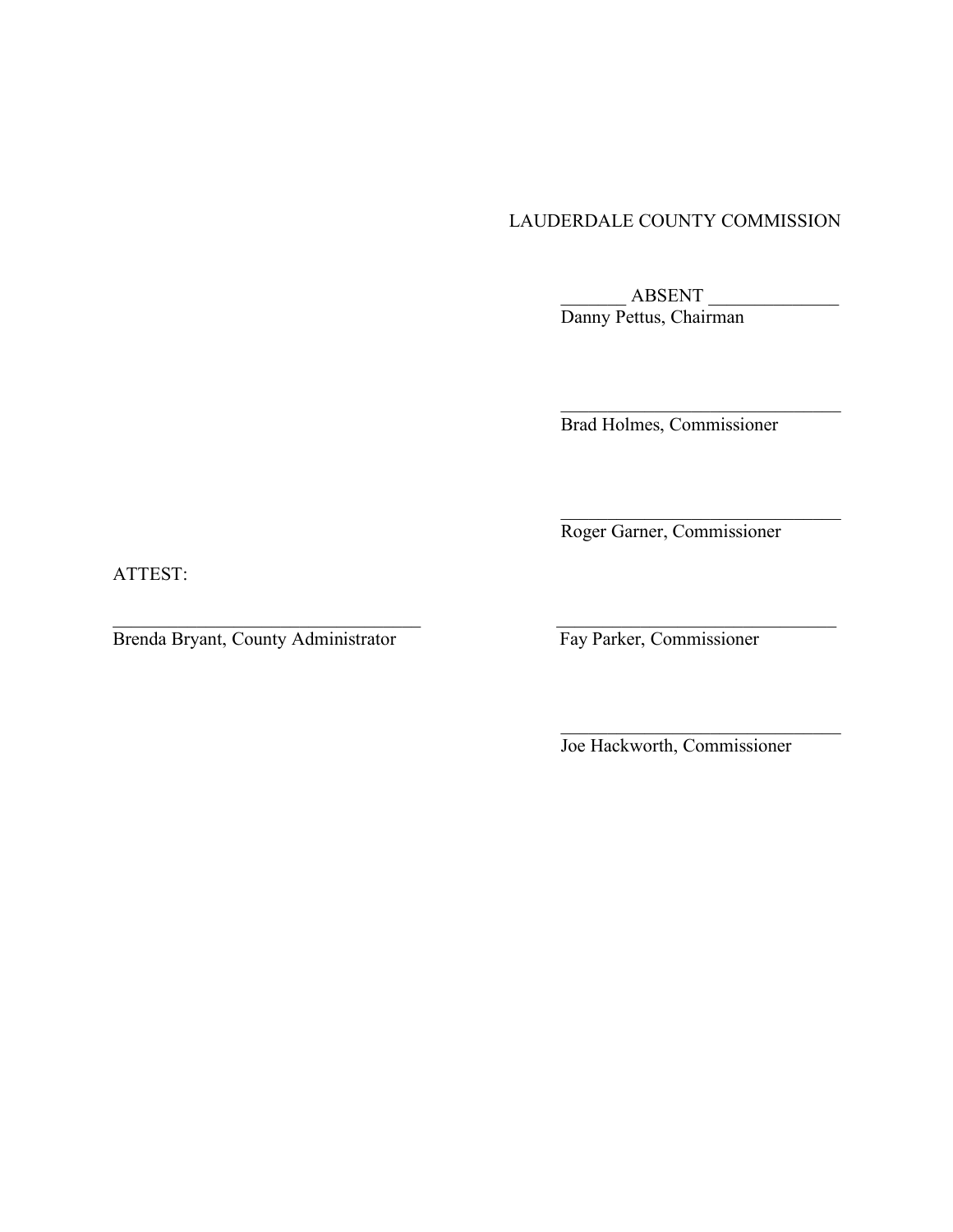LAUDERDALE COUNTY COMMISSION

_______ ABSENT ______________
Danny Pettus, Chairman

_______________________________
Brad Holmes, Commissioner

_______________________________
Roger Garner, Commissioner

ATTEST:

__________________________________
Brenda Bryant, County Administrator

_______________________________
Fay Parker, Commissioner

_______________________________
Joe Hackworth, Commissioner